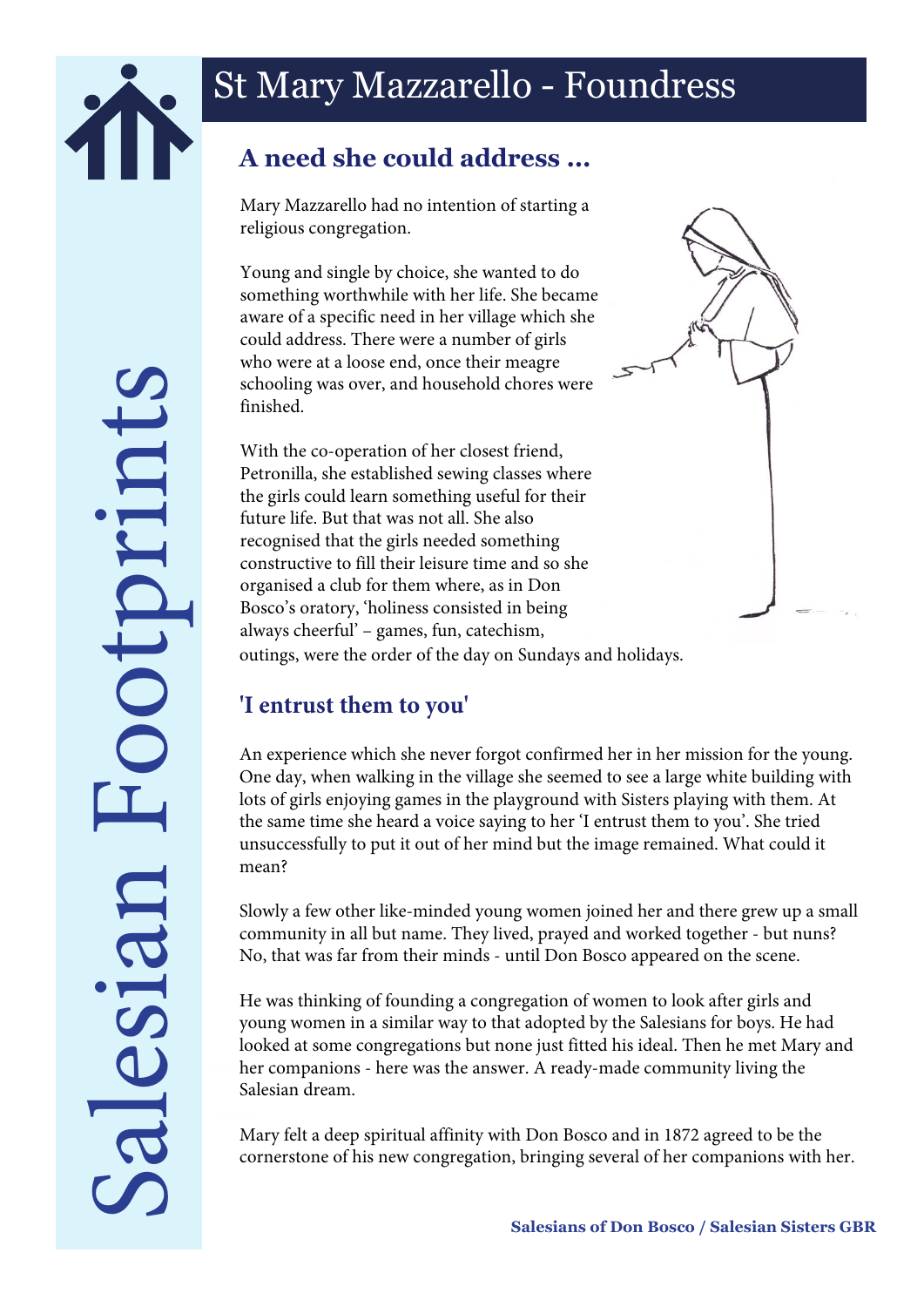# St Mary Mazzarello - Foundress

## A need she could address ...

Mary Mazzarello had no intention of starting a religious congregation.

Young and single by choice, she wanted to do something worthwhile with her life. She became aware of a specific need in her village which she could address. There were a number of girls who were at a loose end, once their meagre schooling was over, and household chores were finished.

With the co-operation of her closest friend, Petronilla, she established sewing classes where the girls could learn something useful for their future life. But that was not all. She also recognised that the girls needed something constructive to fill their leisure time and so she organised a club for them where, as in Don Bosco's oratory, 'holiness consisted in being always cheerful' – games, fun, catechism, outings, were the order of the day on Sundays and holidays.

## 'I entrust them to you'

An experience which she never forgot confirmed her in her mission for the young. One day, when walking in the village she seemed to see a large white building with lots of girls enjoying games in the playground with Sisters playing with them. At the same time she heard a voice saying to her 'I entrust them to you'. She tried unsuccessfully to put it out of her mind but the image remained. What could it mean?

Slowly a few other like-minded young women joined her and there grew up a small community in all but name. They lived, prayed and worked together - but nuns? No, that was far from their minds - until Don Bosco appeared on the scene.

He was thinking of founding a congregation of women to look after girls and young women in a similar way to that adopted by the Salesians for boys. He had looked at some congregations but none just fitted his ideal. Then he met Mary and her companions - here was the answer. A ready-made community living the Salesian dream.

Mary felt a deep spiritual affinity with Don Bosco and in 1872 agreed to be the cornerstone of his new congregation, bringing several of her companions with her.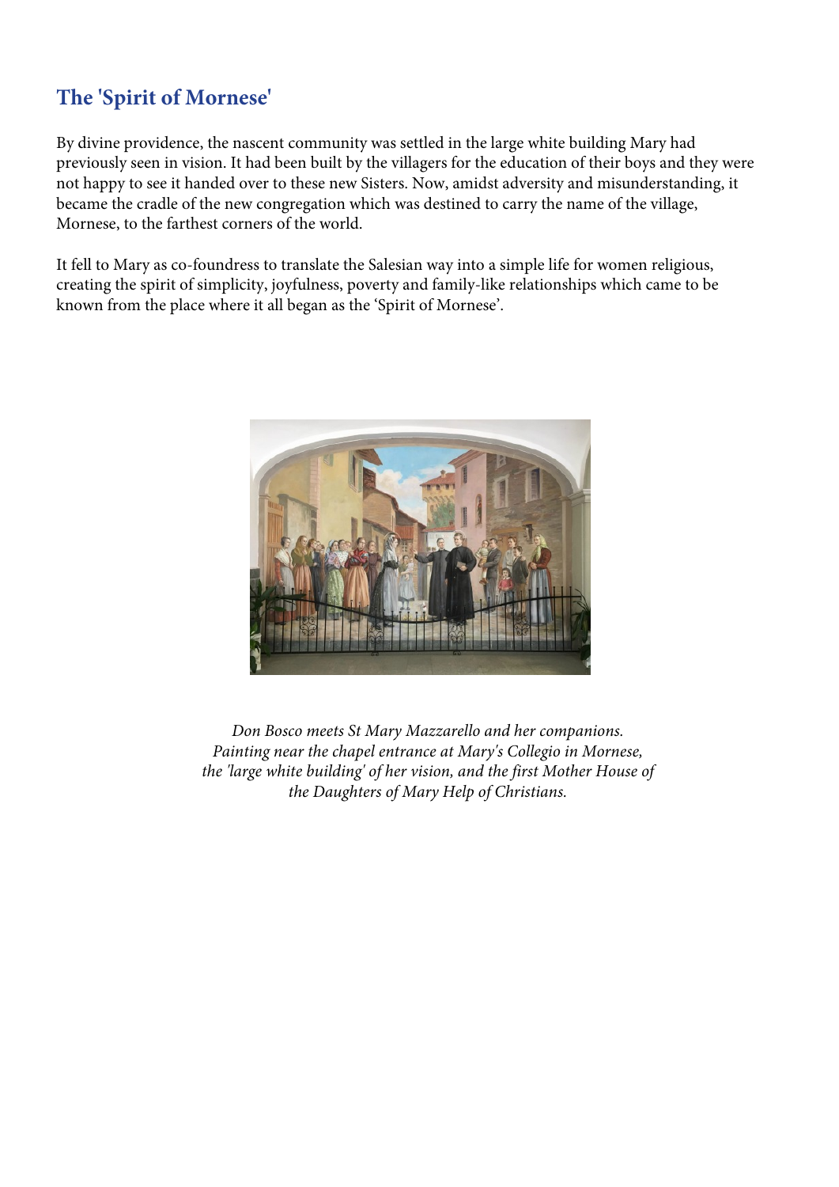## The 'Spirit of Mornese'

By divine providence, the nascent community was settled in the large white building Mary had previously seen in vision. It had been built by the villagers for the education of their boys and they were not happy to see it handed over to these new Sisters. Now, amidst adversity and misunderstanding, it became the cradle of the new congregation which was destined to carry the name of the village, Mornese, to the farthest corners of the world.

It fell to Mary as co-foundress to translate the Salesian way into a simple life for women religious, creating the spirit of simplicity, joyfulness, poverty and family-like relationships which came to be known from the place where it all began as the 'Spirit of Mornese'.

*Don Bosco meets St Mary Mazzarello and her companions. Painting near the chapel entrance at Mary's Collegio in Mornese, the 'large white building' of her vision, and the first Mother House of the Daughters of Mary Help of Christians.*